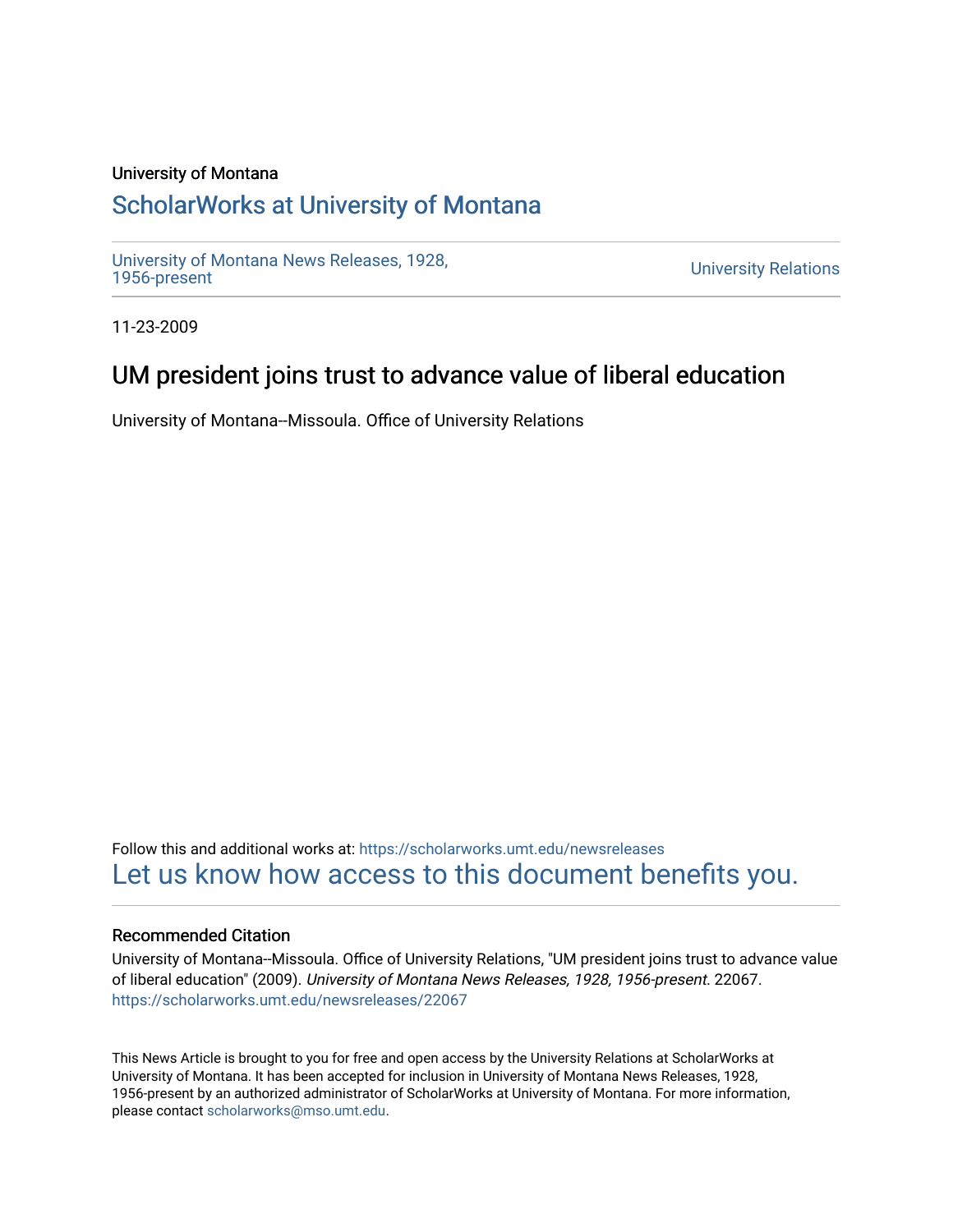University of Montana

# ScholarWorks at University of Montana

University of Montana News Releases, 1928, 1956-present

University Relations

11-23-2009

## UM president joins trust to advance value of liberal education

University of Montana--Missoula. Office of University Relations

Follow this and additional works at: https://scholarworks.umt.edu/newsreleases

Let us know how access to this document benefits you.

### Recommended Citation

University of Montana--Missoula. Office of University Relations, "UM president joins trust to advance value of liberal education" (2009). *University of Montana News Releases, 1928, 1956-present*. 22067. https://scholarworks.umt.edu/newsreleases/22067

This News Article is brought to you for free and open access by the University Relations at ScholarWorks at University of Montana. It has been accepted for inclusion in University of Montana News Releases, 1928, 1956-present by an authorized administrator of ScholarWorks at University of Montana. For more information, please contact scholarworks@mso.umt.edu.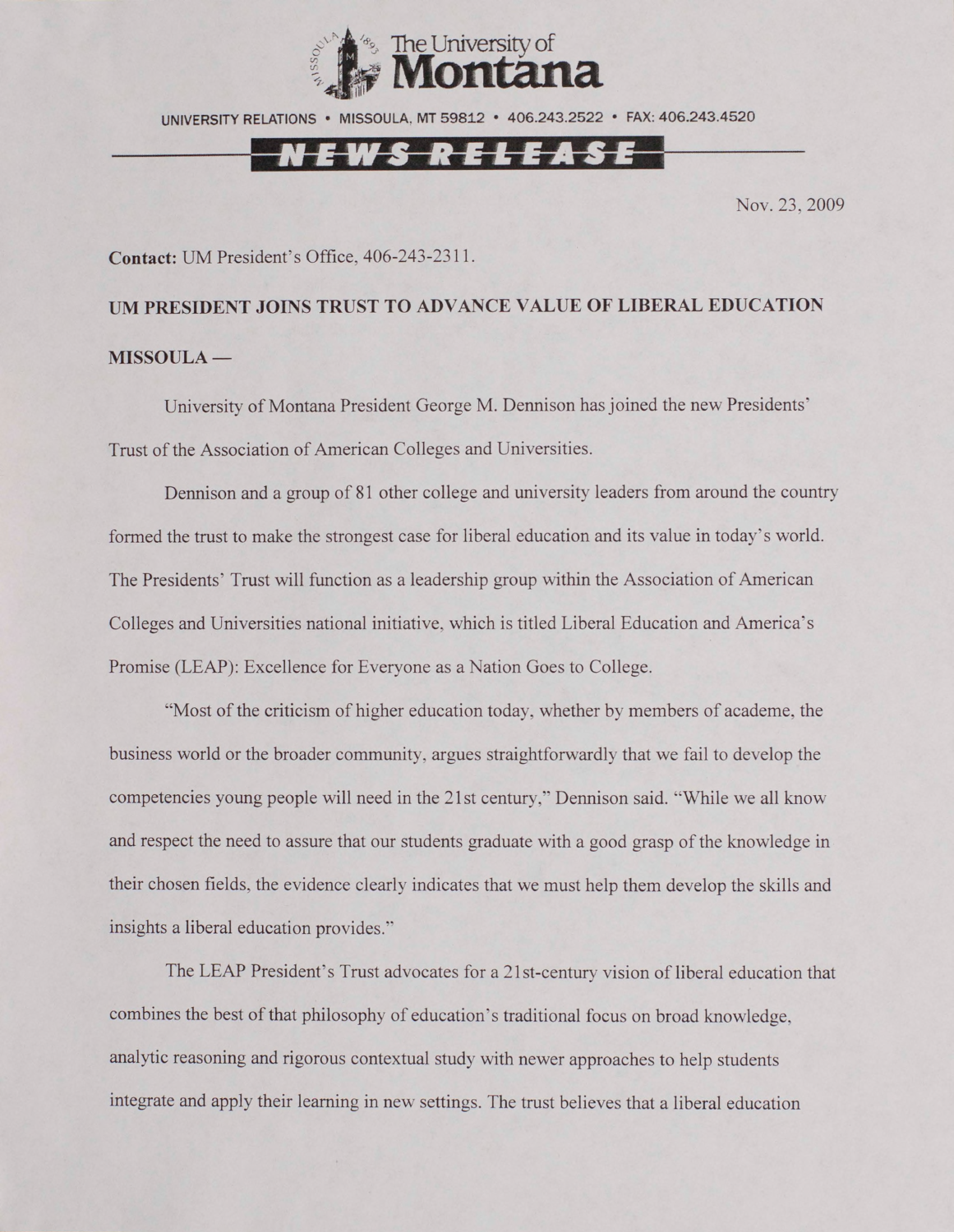The University of Montana

UNIVERSITY RELATIONS • MISSOULA, MT 59812 • 406.243.2522 • FAX: 406.243.4520

**NEWS RELEASE**

Nov. 23, 2009

**Contact:** UM President's Office, 406-243-2311.

**UM PRESIDENT JOINS TRUST TO ADVANCE VALUE OF LIBERAL EDUCATION**

**MISSOULA —**

University of Montana President George M. Dennison has joined the new Presidents' Trust of the Association of American Colleges and Universities.

Dennison and a group of 81 other college and university leaders from around the country formed the trust to make the strongest case for liberal education and its value in today's world. The Presidents' Trust will function as a leadership group within the Association of American Colleges and Universities national initiative, which is titled Liberal Education and America's Promise (LEAP): Excellence for Everyone as a Nation Goes to College.

"Most of the criticism of higher education today, whether by members of academe, the business world or the broader community, argues straightforwardly that we fail to develop the competencies young people will need in the 21st century," Dennison said. "While we all know and respect the need to assure that our students graduate with a good grasp of the knowledge in their chosen fields, the evidence clearly indicates that we must help them develop the skills and insights a liberal education provides."

The LEAP President's Trust advocates for a 21st-century vision of liberal education that combines the best of that philosophy of education's traditional focus on broad knowledge, analytic reasoning and rigorous contextual study with newer approaches to help students integrate and apply their learning in new settings. The trust believes that a liberal education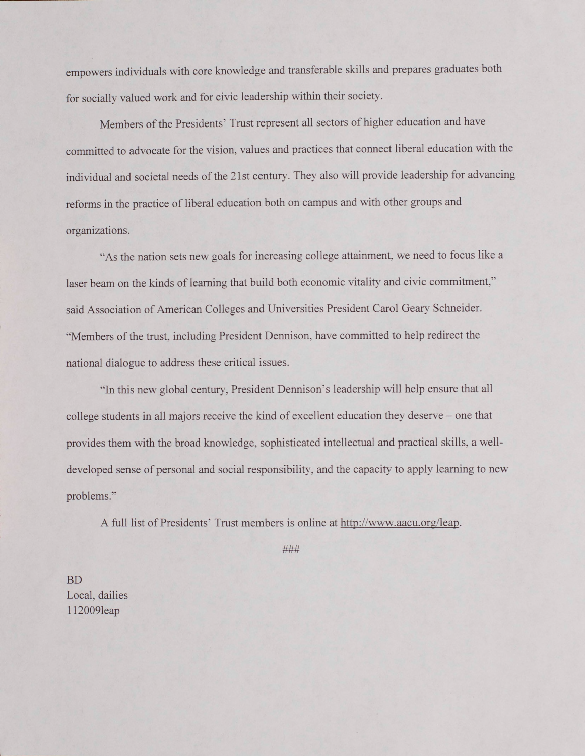empowers individuals with core knowledge and transferable skills and prepares graduates both for socially valued work and for civic leadership within their society.

Members of the Presidents' Trust represent all sectors of higher education and have committed to advocate for the vision, values and practices that connect liberal education with the individual and societal needs of the 21st century. They also will provide leadership for advancing reforms in the practice of liberal education both on campus and with other groups and organizations.

"As the nation sets new goals for increasing college attainment, we need to focus like a laser beam on the kinds of learning that build both economic vitality and civic commitment," said Association of American Colleges and Universities President Carol Geary Schneider. "Members of the trust, including President Dennison, have committed to help redirect the national dialogue to address these critical issues.

"In this new global century, President Dennison's leadership will help ensure that all college students in all majors receive the kind of excellent education they deserve – one that provides them with the broad knowledge, sophisticated intellectual and practical skills, a well-developed sense of personal and social responsibility, and the capacity to apply learning to new problems."

A full list of Presidents' Trust members is online at http://www.aacu.org/leap.

###

BD
Local, dailies
112009leap